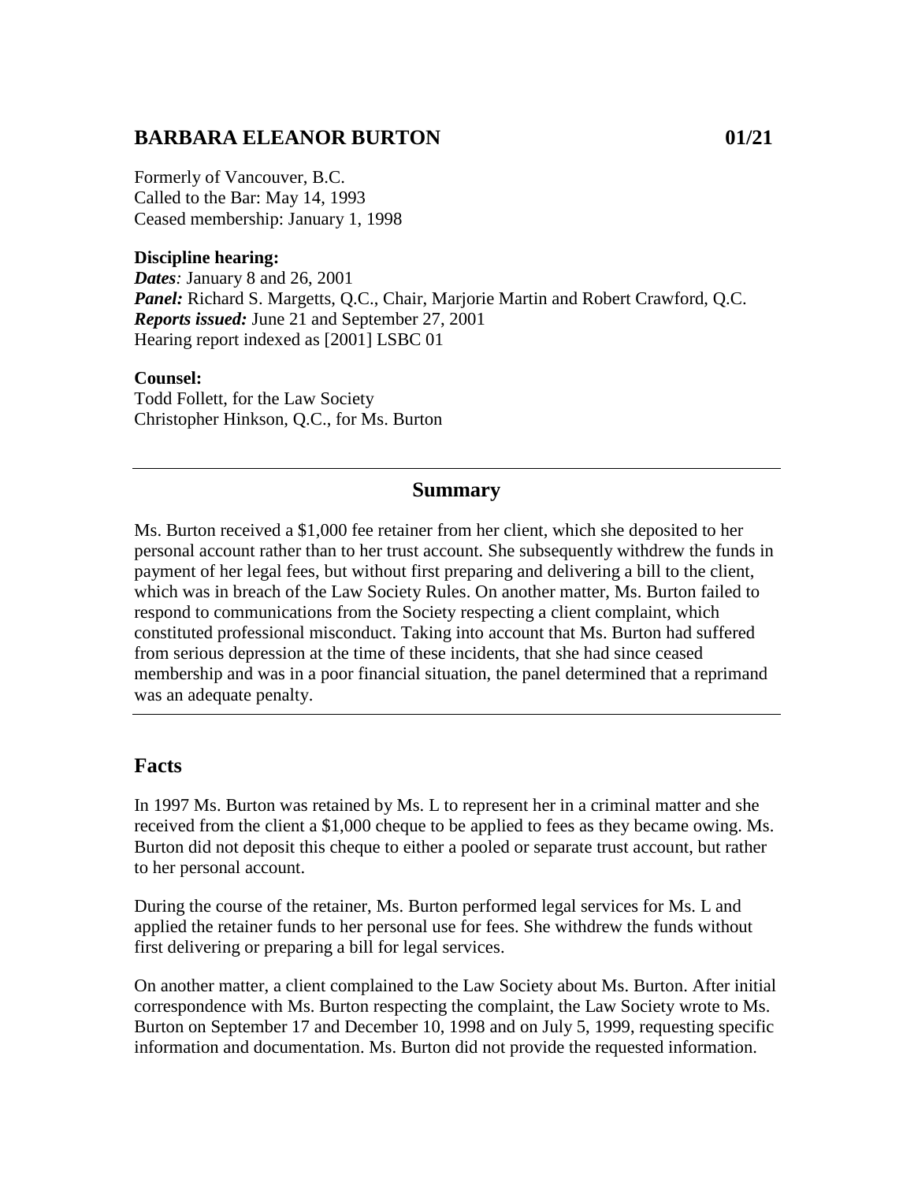## BARBARA ELEANOR BURTON 01/21

Formerly of Vancouver, B.C.
Called to the Bar: May 14, 1993
Ceased membership: January 1, 1998

**Discipline hearing:**
***Dates****:* January 8 and 26, 2001
***Panel:*** Richard S. Margetts, Q.C., Chair, Marjorie Martin and Robert Crawford, Q.C.
***Reports issued:*** June 21 and September 27, 2001
Hearing report indexed as [2001] LSBC 01

**Counsel:**
Todd Follett, for the Law Society
Christopher Hinkson, Q.C., for Ms. Burton

---

### Summary

Ms. Burton received a $1,000 fee retainer from her client, which she deposited to her personal account rather than to her trust account. She subsequently withdrew the funds in payment of her legal fees, but without first preparing and delivering a bill to the client, which was in breach of the Law Society Rules. On another matter, Ms. Burton failed to respond to communications from the Society respecting a client complaint, which constituted professional misconduct. Taking into account that Ms. Burton had suffered from serious depression at the time of these incidents, that she had since ceased membership and was in a poor financial situation, the panel determined that a reprimand was an adequate penalty.

---

## Facts

In 1997 Ms. Burton was retained by Ms. L to represent her in a criminal matter and she received from the client a $1,000 cheque to be applied to fees as they became owing. Ms. Burton did not deposit this cheque to either a pooled or separate trust account, but rather to her personal account.

During the course of the retainer, Ms. Burton performed legal services for Ms. L and applied the retainer funds to her personal use for fees. She withdrew the funds without first delivering or preparing a bill for legal services.

On another matter, a client complained to the Law Society about Ms. Burton. After initial correspondence with Ms. Burton respecting the complaint, the Law Society wrote to Ms. Burton on September 17 and December 10, 1998 and on July 5, 1999, requesting specific information and documentation. Ms. Burton did not provide the requested information.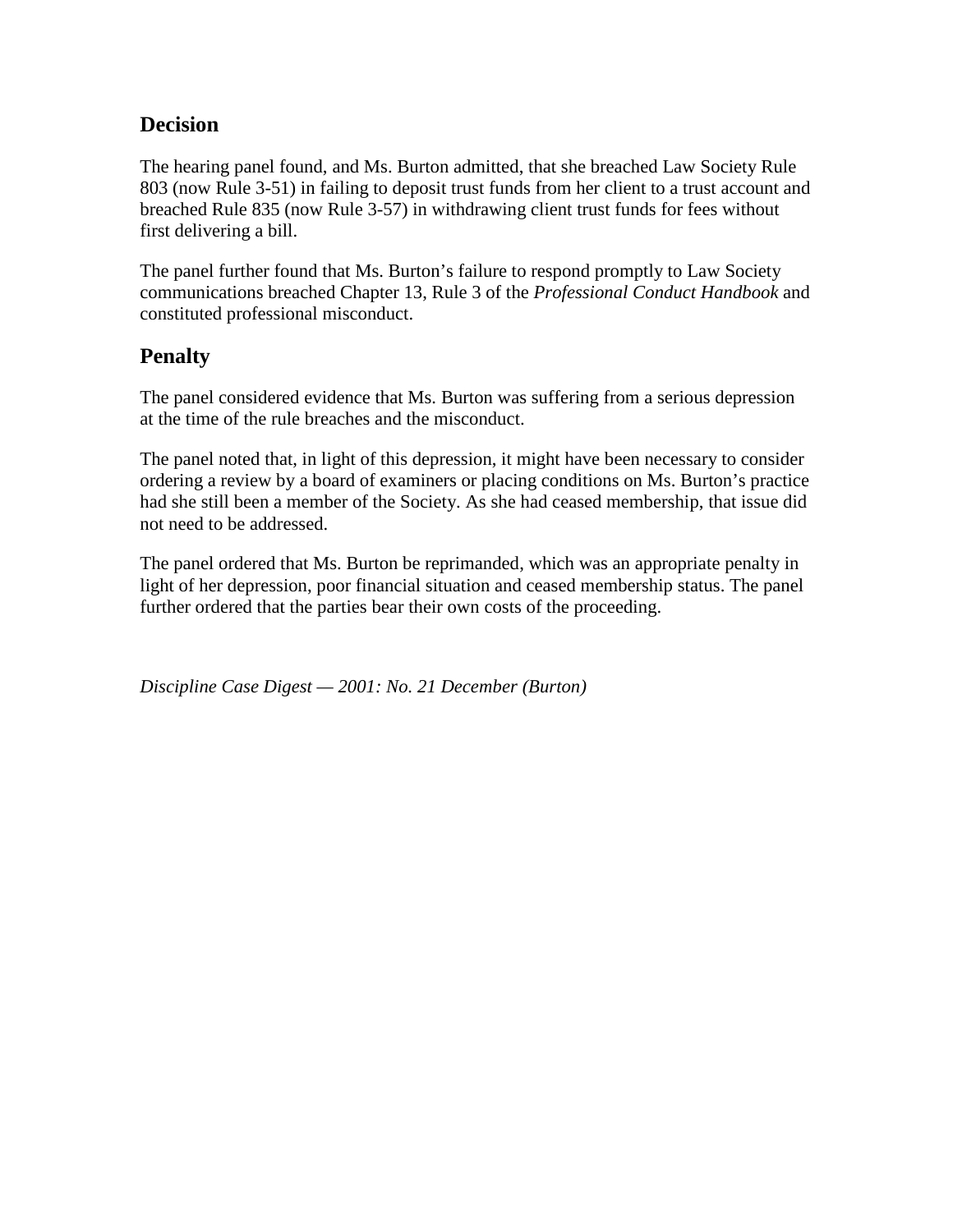## Decision

The hearing panel found, and Ms. Burton admitted, that she breached Law Society Rule 803 (now Rule 3-51) in failing to deposit trust funds from her client to a trust account and breached Rule 835 (now Rule 3-57) in withdrawing client trust funds for fees without first delivering a bill.

The panel further found that Ms. Burton's failure to respond promptly to Law Society communications breached Chapter 13, Rule 3 of the *Professional Conduct Handbook* and constituted professional misconduct.

## Penalty

The panel considered evidence that Ms. Burton was suffering from a serious depression at the time of the rule breaches and the misconduct.

The panel noted that, in light of this depression, it might have been necessary to consider ordering a review by a board of examiners or placing conditions on Ms. Burton's practice had she still been a member of the Society. As she had ceased membership, that issue did not need to be addressed.

The panel ordered that Ms. Burton be reprimanded, which was an appropriate penalty in light of her depression, poor financial situation and ceased membership status. The panel further ordered that the parties bear their own costs of the proceeding.

*Discipline Case Digest — 2001: No. 21 December (Burton)*